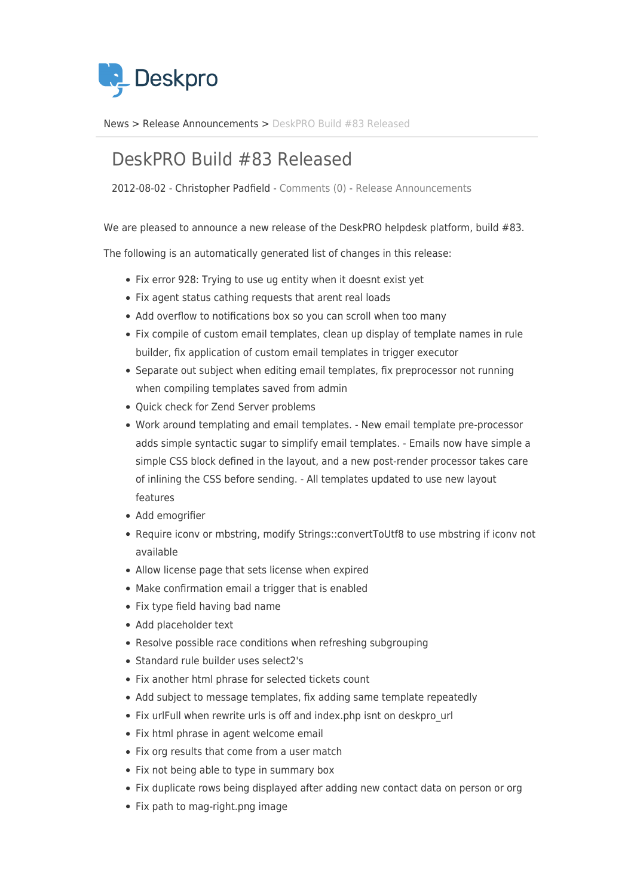Deskpro

News > Release Announcements > DeskPRO Build #83 Released

# DeskPRO Build #83 Released

2012-08-02 - Christopher Padfield - Comments (0) - Release Announcements

We are pleased to announce a new release of the DeskPRO helpdesk platform, build #83.

The following is an automatically generated list of changes in this release:

- Fix error 928: Trying to use ug entity when it doesnt exist yet
- Fix agent status cathing requests that arent real loads
- Add overflow to notifications box so you can scroll when too many
- Fix compile of custom email templates, clean up display of template names in rule builder, fix application of custom email templates in trigger executor
- Separate out subject when editing email templates, fix preprocessor not running when compiling templates saved from admin
- Quick check for Zend Server problems
- Work around templating and email templates. - New email template pre-processor adds simple syntactic sugar to simplify email templates. - Emails now have simple a simple CSS block defined in the layout, and a new post-render processor takes care of inlining the CSS before sending. - All templates updated to use new layout features
- Add emogrifier
- Require iconv or mbstring, modify Strings::convertToUtf8 to use mbstring if iconv not available
- Allow license page that sets license when expired
- Make confirmation email a trigger that is enabled
- Fix type field having bad name
- Add placeholder text
- Resolve possible race conditions when refreshing subgrouping
- Standard rule builder uses select2's
- Fix another html phrase for selected tickets count
- Add subject to message templates, fix adding same template repeatedly
- Fix urlFull when rewrite urls is off and index.php isnt on deskpro_url
- Fix html phrase in agent welcome email
- Fix org results that come from a user match
- Fix not being able to type in summary box
- Fix duplicate rows being displayed after adding new contact data on person or org
- Fix path to mag-right.png image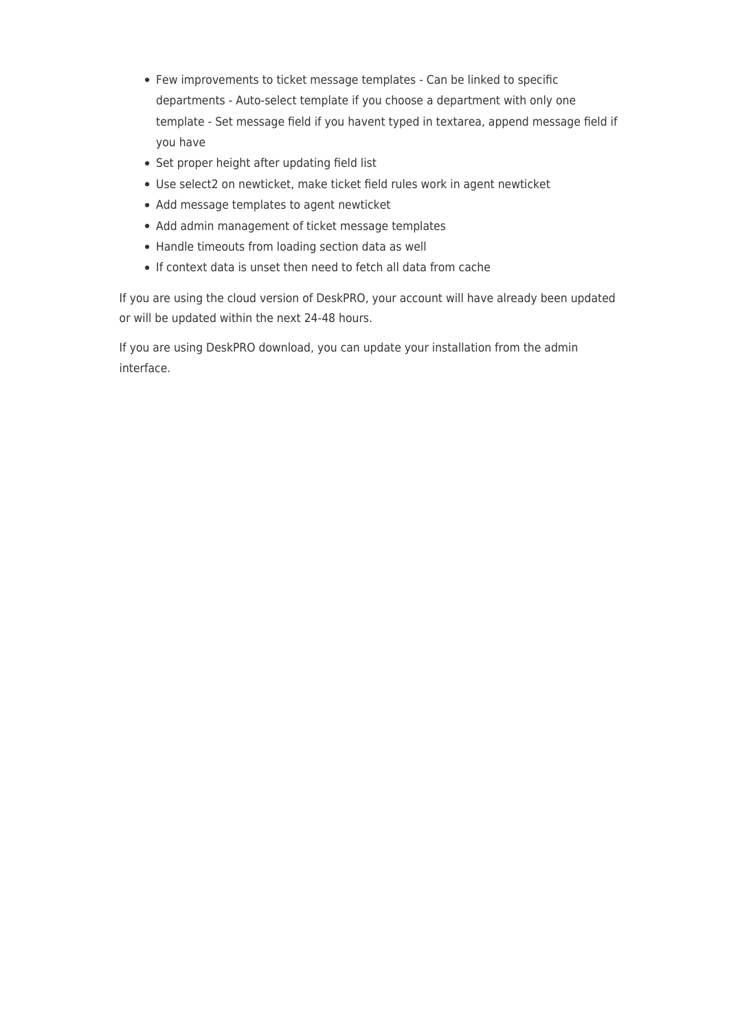- Few improvements to ticket message templates - Can be linked to specific departments - Auto-select template if you choose a department with only one template - Set message field if you havent typed in textarea, append message field if you have
- Set proper height after updating field list
- Use select2 on newticket, make ticket field rules work in agent newticket
- Add message templates to agent newticket
- Add admin management of ticket message templates
- Handle timeouts from loading section data as well
- If context data is unset then need to fetch all data from cache

If you are using the cloud version of DeskPRO, your account will have already been updated or will be updated within the next 24-48 hours.

If you are using DeskPRO download, you can update your installation from the admin interface.